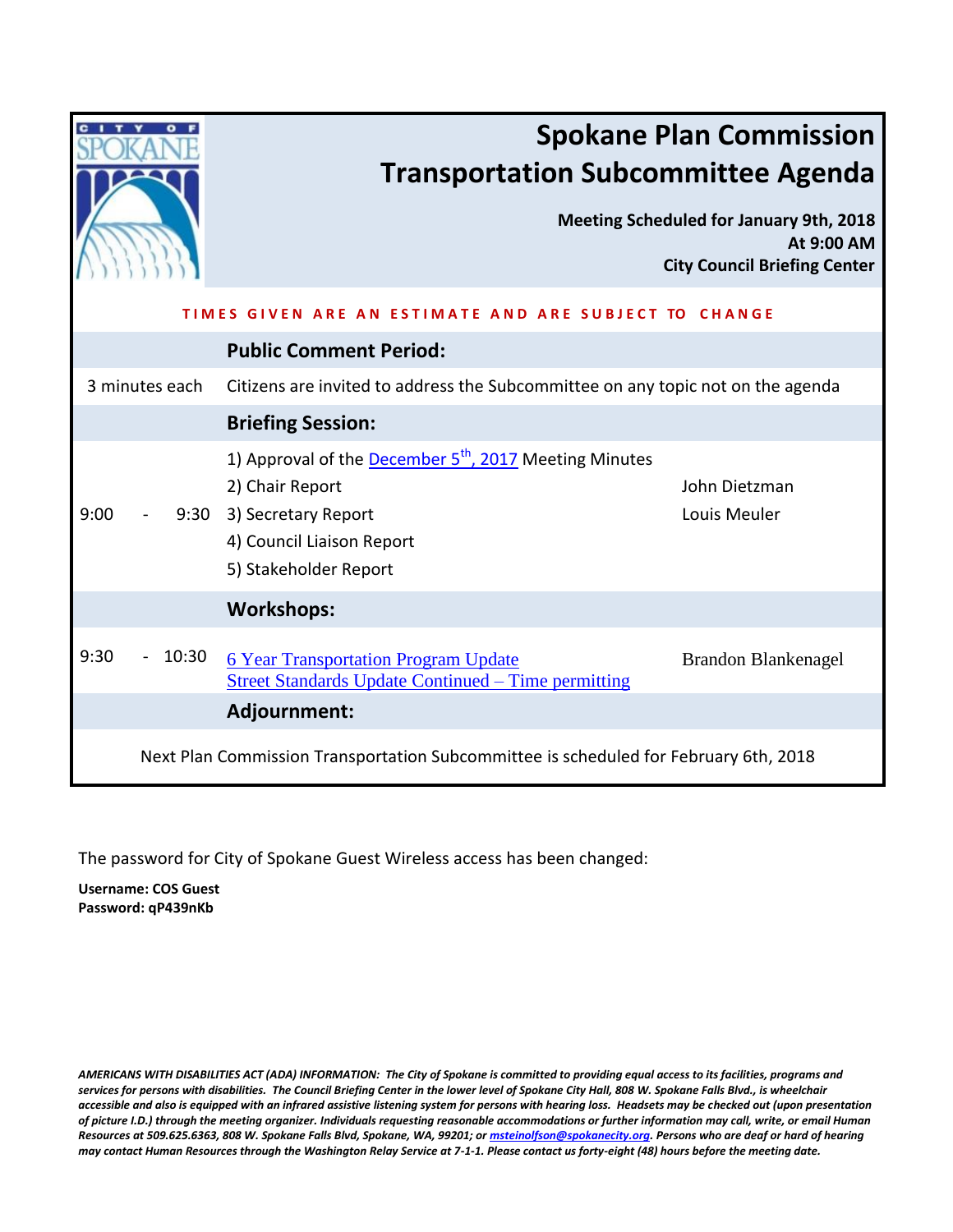# Spokane Plan Commission Transportation Subcommittee Agenda

**Meeting Scheduled for January 9th, 2018**
**At 9:00 AM**
**City Council Briefing Center**

**TIMES GIVEN ARE AN ESTIMATE AND ARE SUBJECT TO CHANGE**

| | | |
|---|---|---|
| | **Public Comment Period:** | |
| 3 minutes each | Citizens are invited to address the Subcommittee on any topic not on the agenda | |
| | **Briefing Session:** | |
| 9:00 - 9:30 | 1) Approval of the December 5th, 2017 Meeting Minutes<br>2) Chair Report<br>3) Secretary Report<br>4) Council Liaison Report<br>5) Stakeholder Report | <br>John Dietzman<br>Louis Meuler |
| | **Workshops:** | |
| 9:30 - 10:30 | 6 Year Transportation Program Update<br>Street Standards Update Continued – Time permitting | Brandon Blankenagel |
| | **Adjournment:** | |

Next Plan Commission Transportation Subcommittee is scheduled for February 6th, 2018

The password for City of Spokane Guest Wireless access has been changed:

**Username: COS Guest**
**Password: qP439nKb**

***AMERICANS WITH DISABILITIES ACT (ADA) INFORMATION: The City of Spokane is committed to providing equal access to its facilities, programs and services for persons with disabilities. The Council Briefing Center in the lower level of Spokane City Hall, 808 W. Spokane Falls Blvd., is wheelchair accessible and also is equipped with an infrared assistive listening system for persons with hearing loss. Headsets may be checked out (upon presentation of picture I.D.) through the meeting organizer. Individuals requesting reasonable accommodations or further information may call, write, or email Human Resources at 509.625.6363, 808 W. Spokane Falls Blvd, Spokane, WA, 99201; or msteinolfson@spokanecity.org. Persons who are deaf or hard of hearing may contact Human Resources through the Washington Relay Service at 7-1-1. Please contact us forty-eight (48) hours before the meeting date.***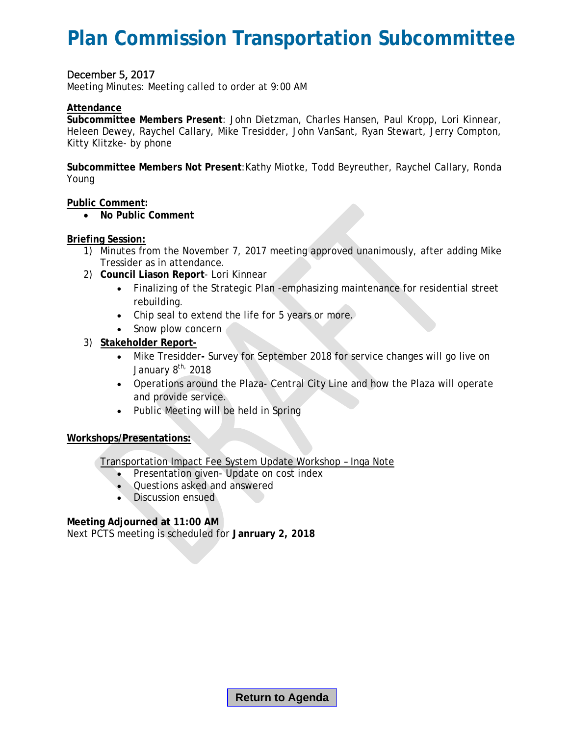# Plan Commission Transportation Subcommittee

December 5, 2017

Meeting Minutes: Meeting called to order at 9:00 AM

**Attendance**

**Subcommittee Members Present**: John Dietzman, Charles Hansen, Paul Kropp, Lori Kinnear, Heleen Dewey, Raychel Callary, Mike Tresidder, John VanSant, Ryan Stewart, Jerry Compton, Kitty Klitzke- by phone

**Subcommittee Members Not Present**: Kathy Miotke, Todd Beyreuther, Raychel Callary, Ronda Young

**Public Comment:**

- **No Public Comment**

**Briefing Session:**

1) Minutes from the November 7, 2017 meeting approved unanimously, after adding Mike Tressider as in attendance.
2) **Council Liason Report**- Lori Kinnear
   - Finalizing of the Strategic Plan -emphasizing maintenance for residential street rebuilding.
   - Chip seal to extend the life for 5 years or more.
   - Snow plow concern
3) **Stakeholder Report-**
   - Mike Tresidder**-** Survey for September 2018 for service changes will go live on January 8th, 2018
   - Operations around the Plaza- Central City Line and how the Plaza will operate and provide service.
   - Public Meeting will be held in Spring

**Workshops/Presentations:**

Transportation Impact Fee System Update Workshop – Inga Note

- Presentation given- Update on cost index
- Questions asked and answered
- Discussion ensued

**Meeting Adjourned at 11:00 AM**

Next PCTS meeting is scheduled for **Janruary 2, 2018**

Return to Agenda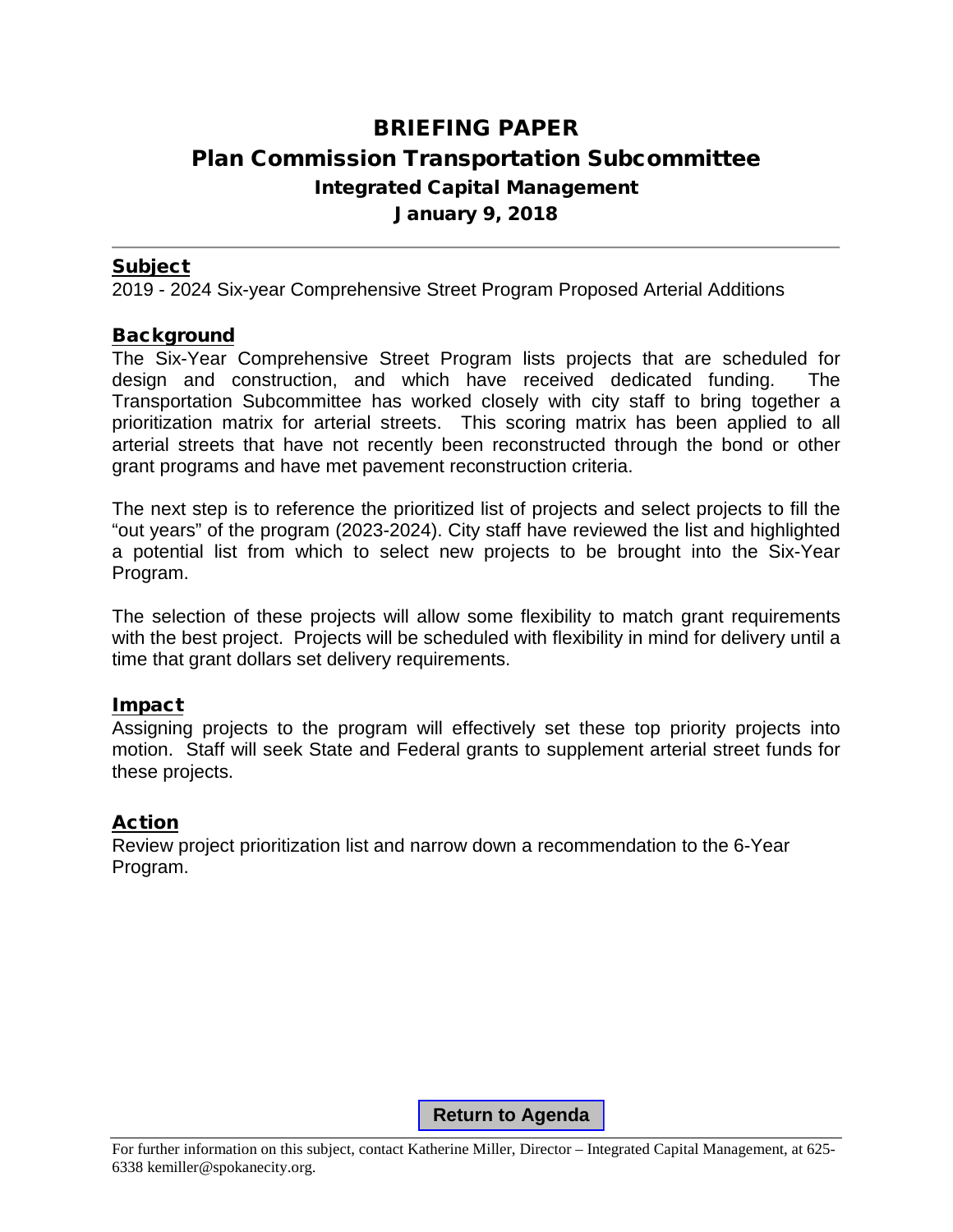# BRIEFING PAPER

## Plan Commission Transportation Subcommittee

### Integrated Capital Management

### January 9, 2018

## Subject

2019 - 2024 Six-year Comprehensive Street Program Proposed Arterial Additions

## Background

The Six-Year Comprehensive Street Program lists projects that are scheduled for design and construction, and which have received dedicated funding. The Transportation Subcommittee has worked closely with city staff to bring together a prioritization matrix for arterial streets. This scoring matrix has been applied to all arterial streets that have not recently been reconstructed through the bond or other grant programs and have met pavement reconstruction criteria.

The next step is to reference the prioritized list of projects and select projects to fill the "out years" of the program (2023-2024). City staff have reviewed the list and highlighted a potential list from which to select new projects to be brought into the Six-Year Program.

The selection of these projects will allow some flexibility to match grant requirements with the best project. Projects will be scheduled with flexibility in mind for delivery until a time that grant dollars set delivery requirements.

## Impact

Assigning projects to the program will effectively set these top priority projects into motion. Staff will seek State and Federal grants to supplement arterial street funds for these projects.

## Action

Review project prioritization list and narrow down a recommendation to the 6-Year Program.

**Return to Agenda**

For further information on this subject, contact Katherine Miller, Director – Integrated Capital Management, at 625-6338 kemiller@spokanecity.org.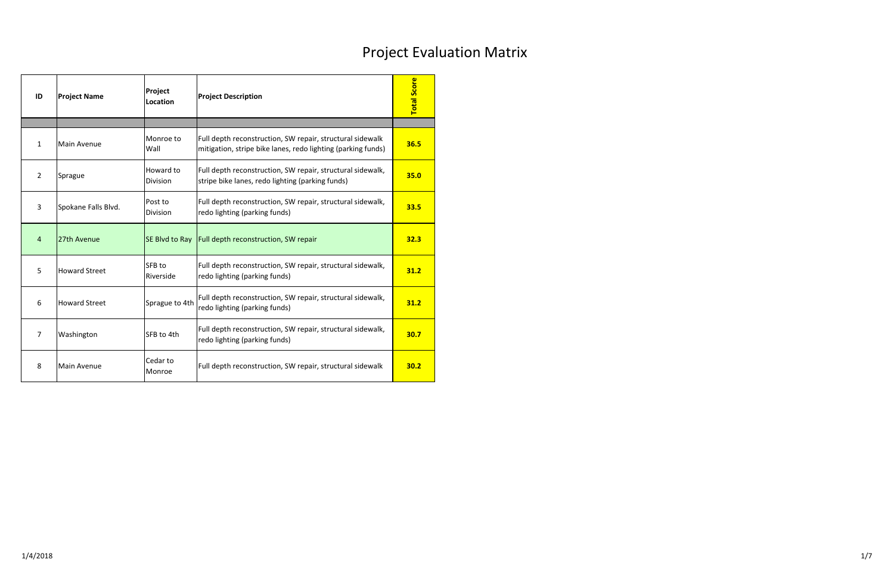# Project Evaluation Matrix

| ID | Project Name | Project Location | Project Description | Total Score |
|---|---|---|---|---|
| | | | | |
| 1 | Main Avenue | Monroe to Wall | Full depth reconstruction, SW repair, structural sidewalk mitigation, stripe bike lanes, redo lighting (parking funds) | **36.5** |
| 2 | Sprague | Howard to Division | Full depth reconstruction, SW repair, structural sidewalk, stripe bike lanes, redo lighting (parking funds) | **35.0** |
| 3 | Spokane Falls Blvd. | Post to Division | Full depth reconstruction, SW repair, structural sidewalk, redo lighting (parking funds) | **33.5** |
| 4 | 27th Avenue | SE Blvd to Ray | Full depth reconstruction, SW repair | **32.3** |
| 5 | Howard Street | SFB to Riverside | Full depth reconstruction, SW repair, structural sidewalk, redo lighting (parking funds) | **31.2** |
| 6 | Howard Street | Sprague to 4th | Full depth reconstruction, SW repair, structural sidewalk, redo lighting (parking funds) | **31.2** |
| 7 | Washington | SFB to 4th | Full depth reconstruction, SW repair, structural sidewalk, redo lighting (parking funds) | **30.7** |
| 8 | Main Avenue | Cedar to Monroe | Full depth reconstruction, SW repair, structural sidewalk | **30.2** |

1/4/2018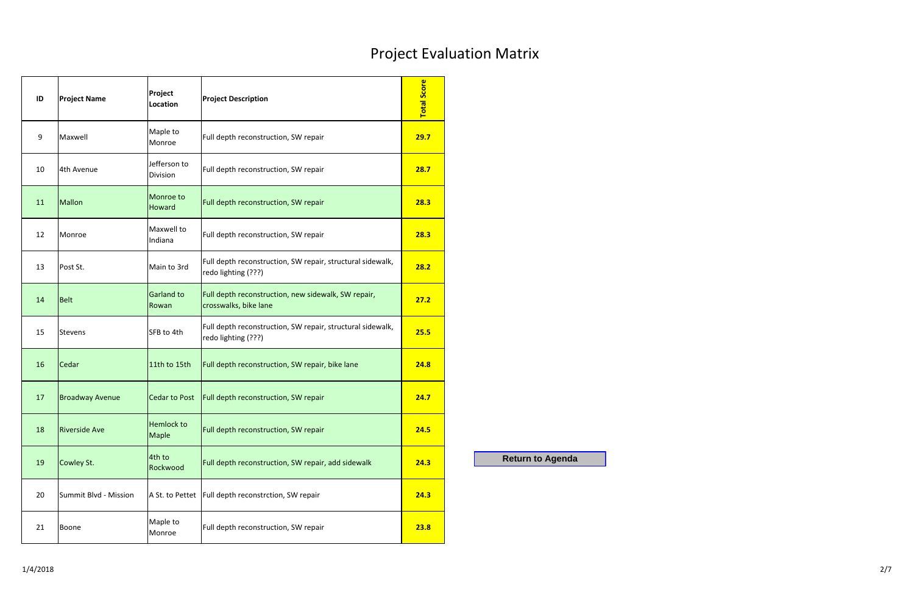# Project Evaluation Matrix

| ID | Project Name | Project Location | Project Description | Total Score |
|---|---|---|---|---|
| 9 | Maxwell | Maple to Monroe | Full depth reconstruction, SW repair | 29.7 |
| 10 | 4th Avenue | Jefferson to Division | Full depth reconstruction, SW repair | 28.7 |
| 11 | Mallon | Monroe to Howard | Full depth reconstruction, SW repair | 28.3 |
| 12 | Monroe | Maxwell to Indiana | Full depth reconstruction, SW repair | 28.3 |
| 13 | Post St. | Main to 3rd | Full depth reconstruction, SW repair, structural sidewalk, redo lighting (???) | 28.2 |
| 14 | Belt | Garland to Rowan | Full depth reconstruction, new sidewalk, SW repair, crosswalks, bike lane | 27.2 |
| 15 | Stevens | SFB to 4th | Full depth reconstruction, SW repair, structural sidewalk, redo lighting (???) | 25.5 |
| 16 | Cedar | 11th to 15th | Full depth reconstruction, SW repair, bike lane | 24.8 |
| 17 | Broadway Avenue | Cedar to Post | Full depth reconstruction, SW repair | 24.7 |
| 18 | Riverside Ave | Hemlock to Maple | Full depth reconstruction, SW repair | 24.5 |
| 19 | Cowley St. | 4th to Rockwood | Full depth reconstruction, SW repair, add sidewalk | 24.3 |
| 20 | Summit Blvd - Mission | A St. to Pettet | Full depth reconstrction, SW repair | 24.3 |
| 21 | Boone | Maple to Monroe | Full depth reconstruction, SW repair | 23.8 |

Return to Agenda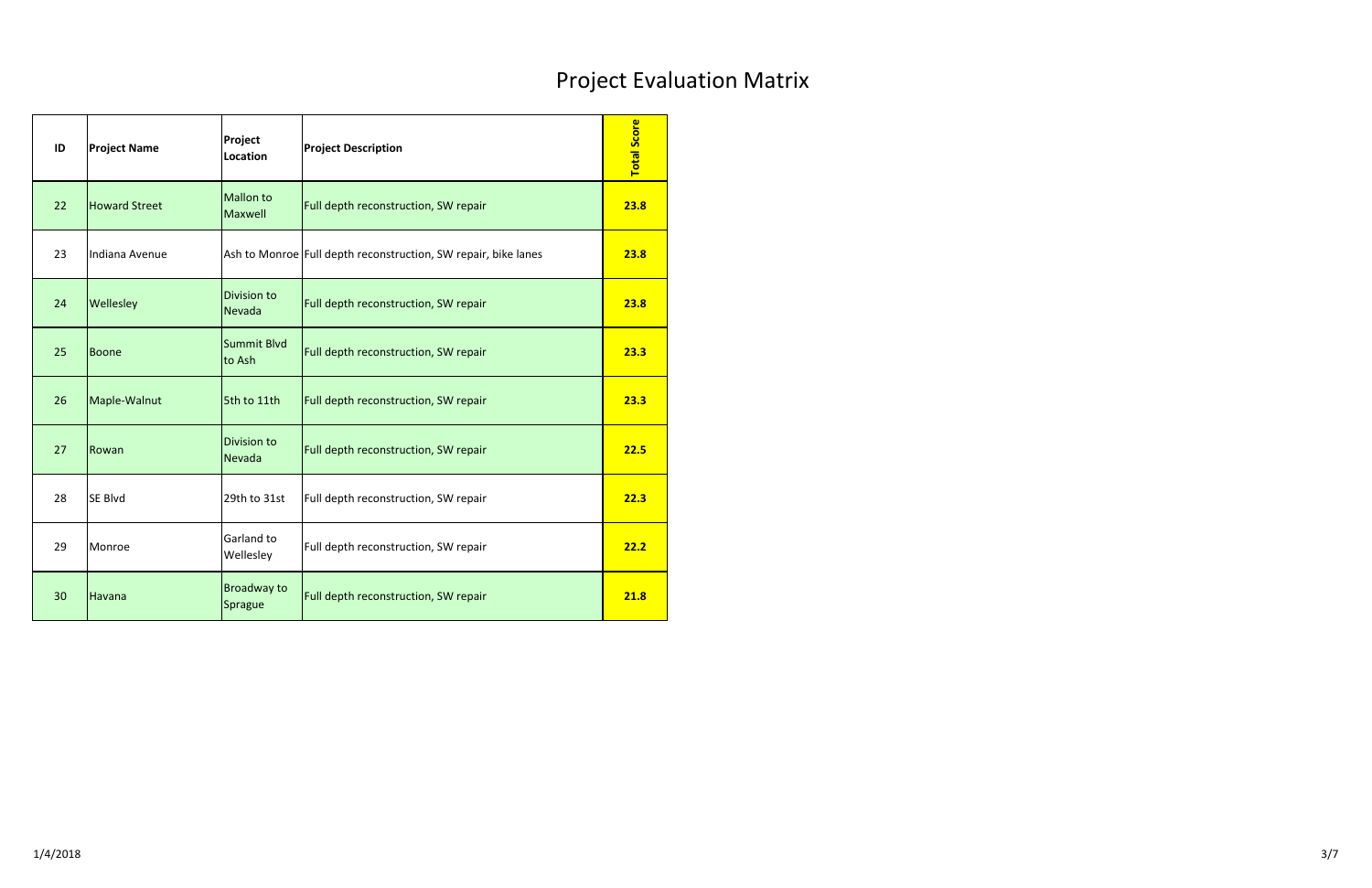# Project Evaluation Matrix

| ID | Project Name | Project Location | Project Description | Total Score |
|---|---|---|---|---|
| 22 | Howard Street | Mallon to Maxwell | Full depth reconstruction, SW repair | 23.8 |
| 23 | Indiana Avenue | Ash to Monroe | Full depth reconstruction, SW repair, bike lanes | 23.8 |
| 24 | Wellesley | Division to Nevada | Full depth reconstruction, SW repair | 23.8 |
| 25 | Boone | Summit Blvd to Ash | Full depth reconstruction, SW repair | 23.3 |
| 26 | Maple-Walnut | 5th to 11th | Full depth reconstruction, SW repair | 23.3 |
| 27 | Rowan | Division to Nevada | Full depth reconstruction, SW repair | 22.5 |
| 28 | SE Blvd | 29th to 31st | Full depth reconstruction, SW repair | 22.3 |
| 29 | Monroe | Garland to Wellesley | Full depth reconstruction, SW repair | 22.2 |
| 30 | Havana | Broadway to Sprague | Full depth reconstruction, SW repair | 21.8 |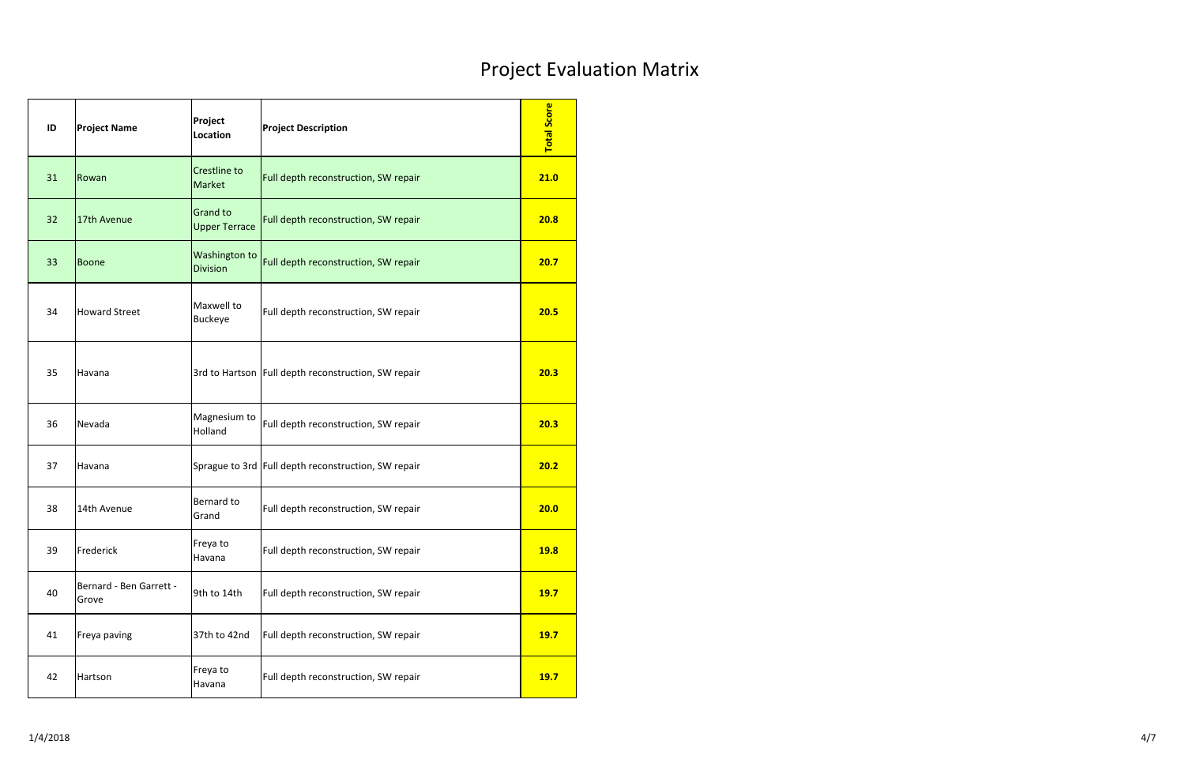# Project Evaluation Matrix

| ID | Project Name | Project Location | Project Description | Total Score |
|---|---|---|---|---|
| 31 | Rowan | Crestline to Market | Full depth reconstruction, SW repair | 21.0 |
| 32 | 17th Avenue | Grand to Upper Terrace | Full depth reconstruction, SW repair | 20.8 |
| 33 | Boone | Washington to Division | Full depth reconstruction, SW repair | 20.7 |
| 34 | Howard Street | Maxwell to Buckeye | Full depth reconstruction, SW repair | 20.5 |
| 35 | Havana | 3rd to Hartson | Full depth reconstruction, SW repair | 20.3 |
| 36 | Nevada | Magnesium to Holland | Full depth reconstruction, SW repair | 20.3 |
| 37 | Havana | Sprague to 3rd | Full depth reconstruction, SW repair | 20.2 |
| 38 | 14th Avenue | Bernard to Grand | Full depth reconstruction, SW repair | 20.0 |
| 39 | Frederick | Freya to Havana | Full depth reconstruction, SW repair | 19.8 |
| 40 | Bernard - Ben Garrett - Grove | 9th to 14th | Full depth reconstruction, SW repair | 19.7 |
| 41 | Freya paving | 37th to 42nd | Full depth reconstruction, SW repair | 19.7 |
| 42 | Hartson | Freya to Havana | Full depth reconstruction, SW repair | 19.7 |

1/4/2018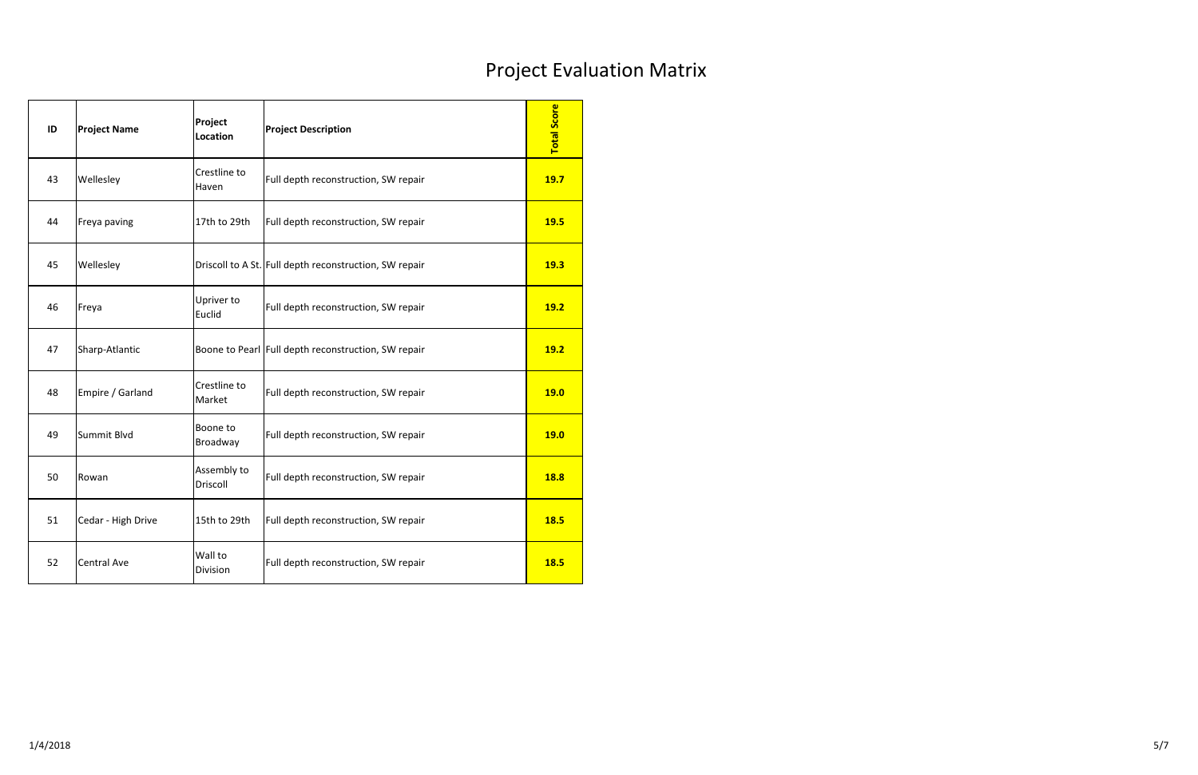# Project Evaluation Matrix

| ID | Project Name | Project Location | Project Description | Total Score |
|---|---|---|---|---|
| 43 | Wellesley | Crestline to Haven | Full depth reconstruction, SW repair | **19.7** |
| 44 | Freya paving | 17th to 29th | Full depth reconstruction, SW repair | **19.5** |
| 45 | Wellesley | Driscoll to A St. | Full depth reconstruction, SW repair | **19.3** |
| 46 | Freya | Upriver to Euclid | Full depth reconstruction, SW repair | **19.2** |
| 47 | Sharp-Atlantic | Boone to Pearl | Full depth reconstruction, SW repair | **19.2** |
| 48 | Empire / Garland | Crestline to Market | Full depth reconstruction, SW repair | **19.0** |
| 49 | Summit Blvd | Boone to Broadway | Full depth reconstruction, SW repair | **19.0** |
| 50 | Rowan | Assembly to Driscoll | Full depth reconstruction, SW repair | **18.8** |
| 51 | Cedar - High Drive | 15th to 29th | Full depth reconstruction, SW repair | **18.5** |
| 52 | Central Ave | Wall to Division | Full depth reconstruction, SW repair | **18.5** |

1/4/2018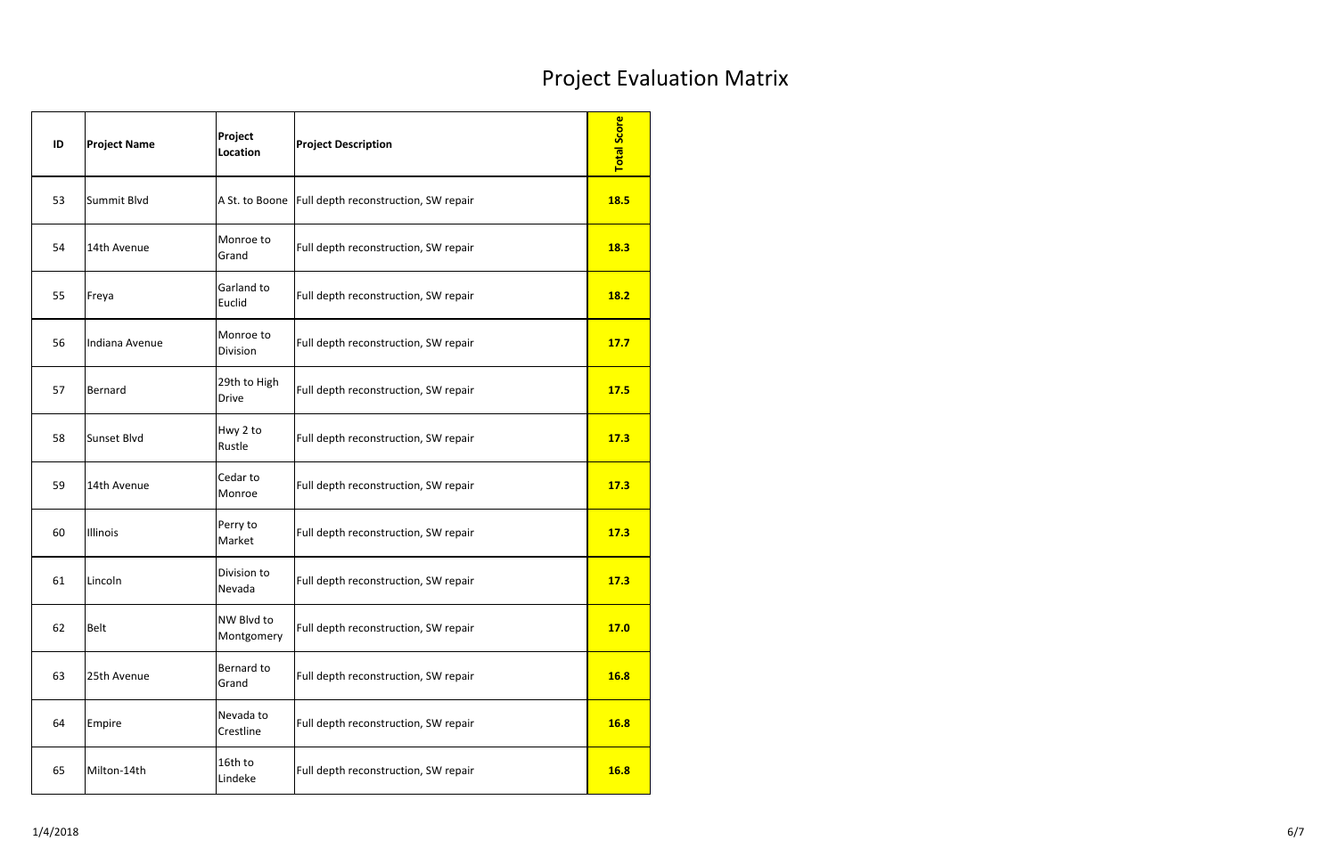# Project Evaluation Matrix

| ID | Project Name | Project Location | Project Description | Total Score |
|---|---|---|---|---|
| 53 | Summit Blvd | A St. to Boone | Full depth reconstruction, SW repair | **18.5** |
| 54 | 14th Avenue | Monroe to Grand | Full depth reconstruction, SW repair | **18.3** |
| 55 | Freya | Garland to Euclid | Full depth reconstruction, SW repair | **18.2** |
| 56 | Indiana Avenue | Monroe to Division | Full depth reconstruction, SW repair | **17.7** |
| 57 | Bernard | 29th to High Drive | Full depth reconstruction, SW repair | **17.5** |
| 58 | Sunset Blvd | Hwy 2 to Rustle | Full depth reconstruction, SW repair | **17.3** |
| 59 | 14th Avenue | Cedar to Monroe | Full depth reconstruction, SW repair | **17.3** |
| 60 | Illinois | Perry to Market | Full depth reconstruction, SW repair | **17.3** |
| 61 | Lincoln | Division to Nevada | Full depth reconstruction, SW repair | **17.3** |
| 62 | Belt | NW Blvd to Montgomery | Full depth reconstruction, SW repair | **17.0** |
| 63 | 25th Avenue | Bernard to Grand | Full depth reconstruction, SW repair | **16.8** |
| 64 | Empire | Nevada to Crestline | Full depth reconstruction, SW repair | **16.8** |
| 65 | Milton-14th | 16th to Lindeke | Full depth reconstruction, SW repair | **16.8** |

1/4/2018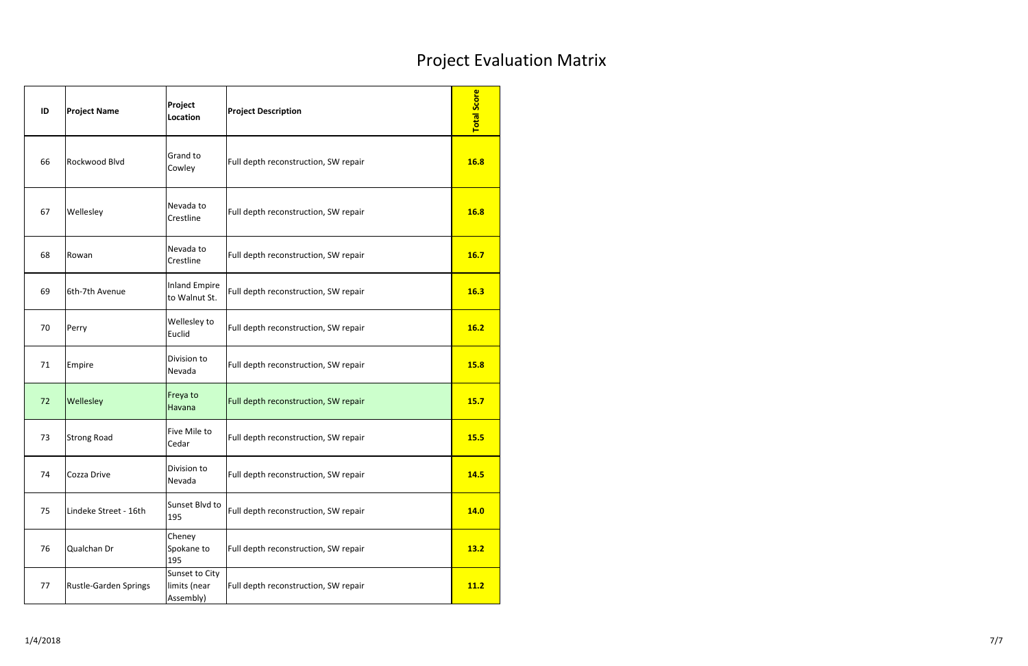# Project Evaluation Matrix

| ID | Project Name | Project Location | Project Description | Total Score |
|---|---|---|---|---|
| 66 | Rockwood Blvd | Grand to Cowley | Full depth reconstruction, SW repair | **16.8** |
| 67 | Wellesley | Nevada to Crestline | Full depth reconstruction, SW repair | **16.8** |
| 68 | Rowan | Nevada to Crestline | Full depth reconstruction, SW repair | **16.7** |
| 69 | 6th-7th Avenue | Inland Empire to Walnut St. | Full depth reconstruction, SW repair | **16.3** |
| 70 | Perry | Wellesley to Euclid | Full depth reconstruction, SW repair | **16.2** |
| 71 | Empire | Division to Nevada | Full depth reconstruction, SW repair | **15.8** |
| 72 | Wellesley | Freya to Havana | Full depth reconstruction, SW repair | **15.7** |
| 73 | Strong Road | Five Mile to Cedar | Full depth reconstruction, SW repair | **15.5** |
| 74 | Cozza Drive | Division to Nevada | Full depth reconstruction, SW repair | **14.5** |
| 75 | Lindeke Street - 16th | Sunset Blvd to 195 | Full depth reconstruction, SW repair | **14.0** |
| 76 | Qualchan Dr | Cheney Spokane to 195 | Full depth reconstruction, SW repair | **13.2** |
| 77 | Rustle-Garden Springs | Sunset to City limits (near Assembly) | Full depth reconstruction, SW repair | **11.2** |

1/4/2018